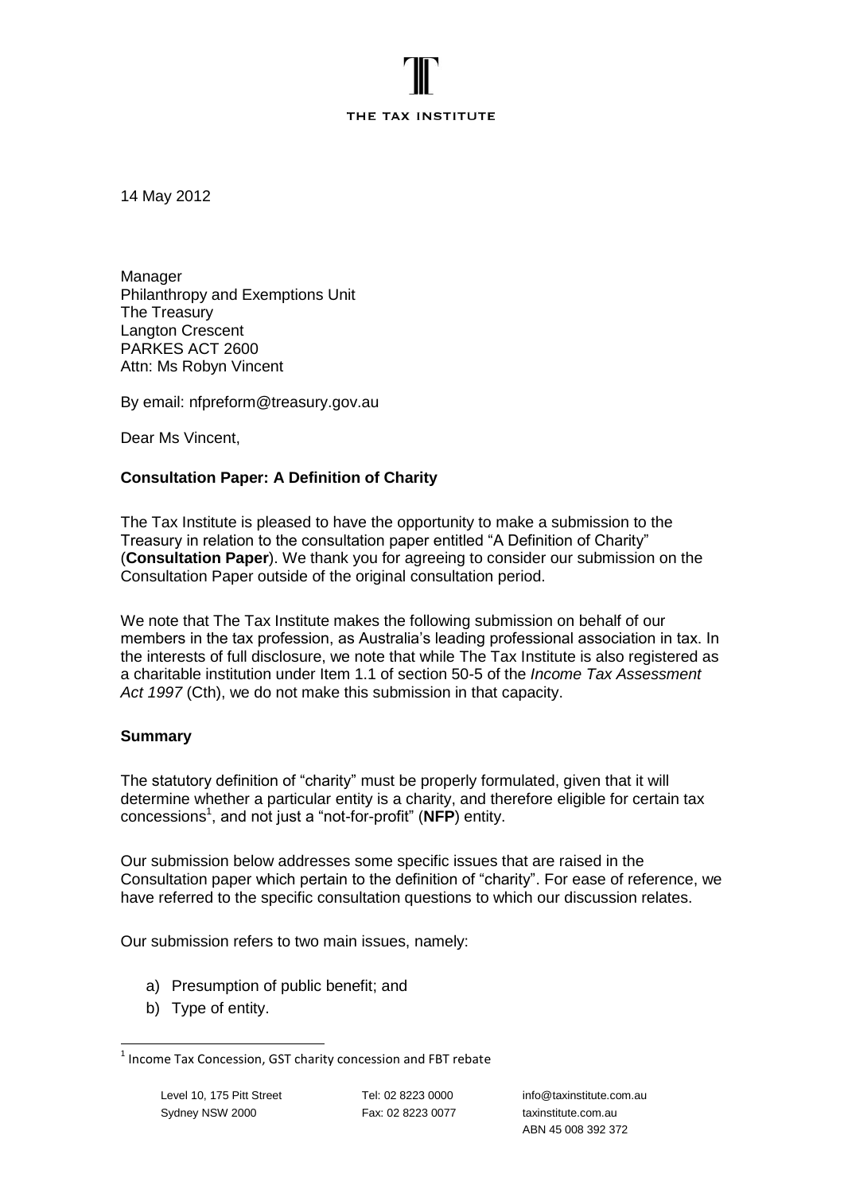THE TAX INSTITUTE

14 May 2012

Manager
Philanthropy and Exemptions Unit
The Treasury
Langton Crescent
PARKES ACT 2600
Attn: Ms Robyn Vincent

By email: nfpreform@treasury.gov.au

Dear Ms Vincent,

**Consultation Paper: A Definition of Charity**

The Tax Institute is pleased to have the opportunity to make a submission to the Treasury in relation to the consultation paper entitled "A Definition of Charity" (**Consultation Paper**). We thank you for agreeing to consider our submission on the Consultation Paper outside of the original consultation period.

We note that The Tax Institute makes the following submission on behalf of our members in the tax profession, as Australia's leading professional association in tax. In the interests of full disclosure, we note that while The Tax Institute is also registered as a charitable institution under Item 1.1 of section 50-5 of the *Income Tax Assessment Act 1997* (Cth), we do not make this submission in that capacity.

**Summary**

The statutory definition of "charity" must be properly formulated, given that it will determine whether a particular entity is a charity, and therefore eligible for certain tax concessions[1], and not just a "not-for-profit" (**NFP**) entity.

Our submission below addresses some specific issues that are raised in the Consultation paper which pertain to the definition of "charity". For ease of reference, we have referred to the specific consultation questions to which our discussion relates.

Our submission refers to two main issues, namely:

a) Presumption of public benefit; and
b) Type of entity.

[1] Income Tax Concession, GST charity concession and FBT rebate

Level 10, 175 Pitt Street
Sydney NSW 2000

Tel: 02 8223 0000
Fax: 02 8223 0077

info@taxinstitute.com.au
taxinstitute.com.au
ABN 45 008 392 372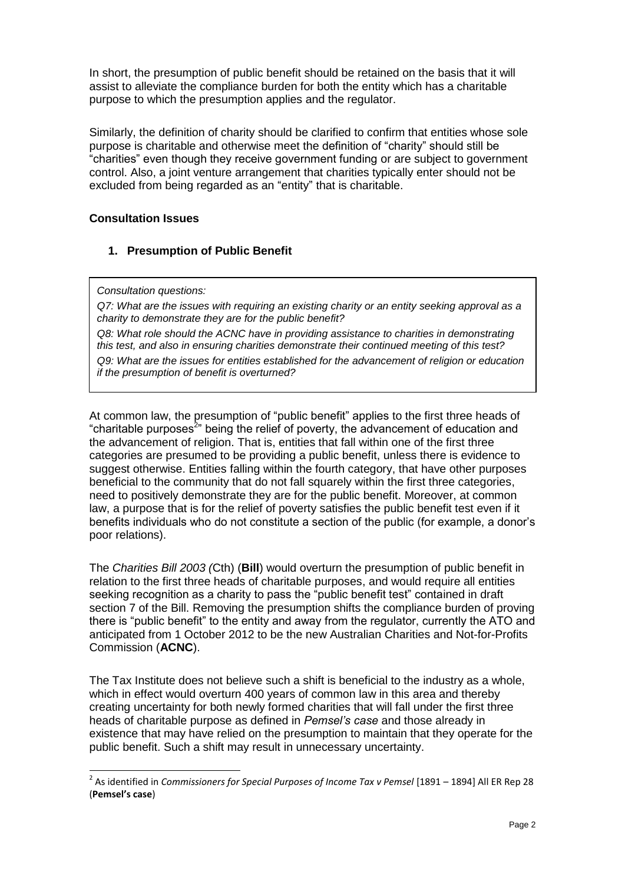In short, the presumption of public benefit should be retained on the basis that it will assist to alleviate the compliance burden for both the entity which has a charitable purpose to which the presumption applies and the regulator.

Similarly, the definition of charity should be clarified to confirm that entities whose sole purpose is charitable and otherwise meet the definition of "charity" should still be "charities" even though they receive government funding or are subject to government control. Also, a joint venture arrangement that charities typically enter should not be excluded from being regarded as an "entity" that is charitable.

### Consultation Issues

#### 1. Presumption of Public Benefit

> *Consultation questions:*
>
> *Q7: What are the issues with requiring an existing charity or an entity seeking approval as a charity to demonstrate they are for the public benefit?*
>
> *Q8: What role should the ACNC have in providing assistance to charities in demonstrating this test, and also in ensuring charities demonstrate their continued meeting of this test?*
>
> *Q9: What are the issues for entities established for the advancement of religion or education if the presumption of benefit is overturned?*

At common law, the presumption of "public benefit" applies to the first three heads of "charitable purposes[2]" being the relief of poverty, the advancement of education and the advancement of religion. That is, entities that fall within one of the first three categories are presumed to be providing a public benefit, unless there is evidence to suggest otherwise. Entities falling within the fourth category, that have other purposes beneficial to the community that do not fall squarely within the first three categories, need to positively demonstrate they are for the public benefit. Moreover, at common law, a purpose that is for the relief of poverty satisfies the public benefit test even if it benefits individuals who do not constitute a section of the public (for example, a donor's poor relations).

The *Charities Bill 2003 (*Cth) (**Bill**) would overturn the presumption of public benefit in relation to the first three heads of charitable purposes, and would require all entities seeking recognition as a charity to pass the "public benefit test" contained in draft section 7 of the Bill. Removing the presumption shifts the compliance burden of proving there is "public benefit" to the entity and away from the regulator, currently the ATO and anticipated from 1 October 2012 to be the new Australian Charities and Not-for-Profits Commission (**ACNC**).

The Tax Institute does not believe such a shift is beneficial to the industry as a whole, which in effect would overturn 400 years of common law in this area and thereby creating uncertainty for both newly formed charities that will fall under the first three heads of charitable purpose as defined in *Pemsel's case* and those already in existence that may have relied on the presumption to maintain that they operate for the public benefit. Such a shift may result in unnecessary uncertainty.

---

[2] As identified in *Commissioners for Special Purposes of Income Tax v Pemsel* [1891 – 1894] All ER Rep 28 (**Pemsel's case**)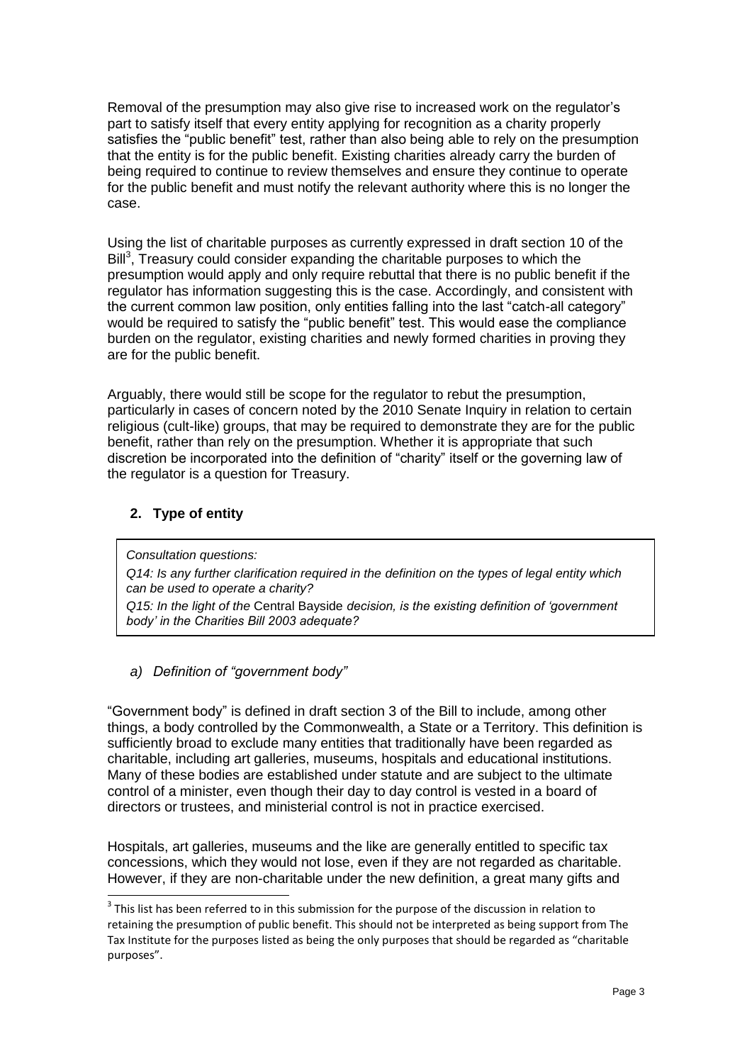Removal of the presumption may also give rise to increased work on the regulator's part to satisfy itself that every entity applying for recognition as a charity properly satisfies the "public benefit" test, rather than also being able to rely on the presumption that the entity is for the public benefit. Existing charities already carry the burden of being required to continue to review themselves and ensure they continue to operate for the public benefit and must notify the relevant authority where this is no longer the case.

Using the list of charitable purposes as currently expressed in draft section 10 of the Bill[3], Treasury could consider expanding the charitable purposes to which the presumption would apply and only require rebuttal that there is no public benefit if the regulator has information suggesting this is the case. Accordingly, and consistent with the current common law position, only entities falling into the last "catch-all category" would be required to satisfy the "public benefit" test. This would ease the compliance burden on the regulator, existing charities and newly formed charities in proving they are for the public benefit.

Arguably, there would still be scope for the regulator to rebut the presumption, particularly in cases of concern noted by the 2010 Senate Inquiry in relation to certain religious (cult-like) groups, that may be required to demonstrate they are for the public benefit, rather than rely on the presumption. Whether it is appropriate that such discretion be incorporated into the definition of "charity" itself or the governing law of the regulator is a question for Treasury.

## 2. Type of entity

*Consultation questions:*

*Q14: Is any further clarification required in the definition on the types of legal entity which can be used to operate a charity?*

*Q15: In the light of the* Central Bayside *decision, is the existing definition of 'government body' in the Charities Bill 2003 adequate?*

### *a) Definition of "government body"*

"Government body" is defined in draft section 3 of the Bill to include, among other things, a body controlled by the Commonwealth, a State or a Territory. This definition is sufficiently broad to exclude many entities that traditionally have been regarded as charitable, including art galleries, museums, hospitals and educational institutions. Many of these bodies are established under statute and are subject to the ultimate control of a minister, even though their day to day control is vested in a board of directors or trustees, and ministerial control is not in practice exercised.

Hospitals, art galleries, museums and the like are generally entitled to specific tax concessions, which they would not lose, even if they are not regarded as charitable. However, if they are non-charitable under the new definition, a great many gifts and

[3] This list has been referred to in this submission for the purpose of the discussion in relation to retaining the presumption of public benefit. This should not be interpreted as being support from The Tax Institute for the purposes listed as being the only purposes that should be regarded as "charitable purposes".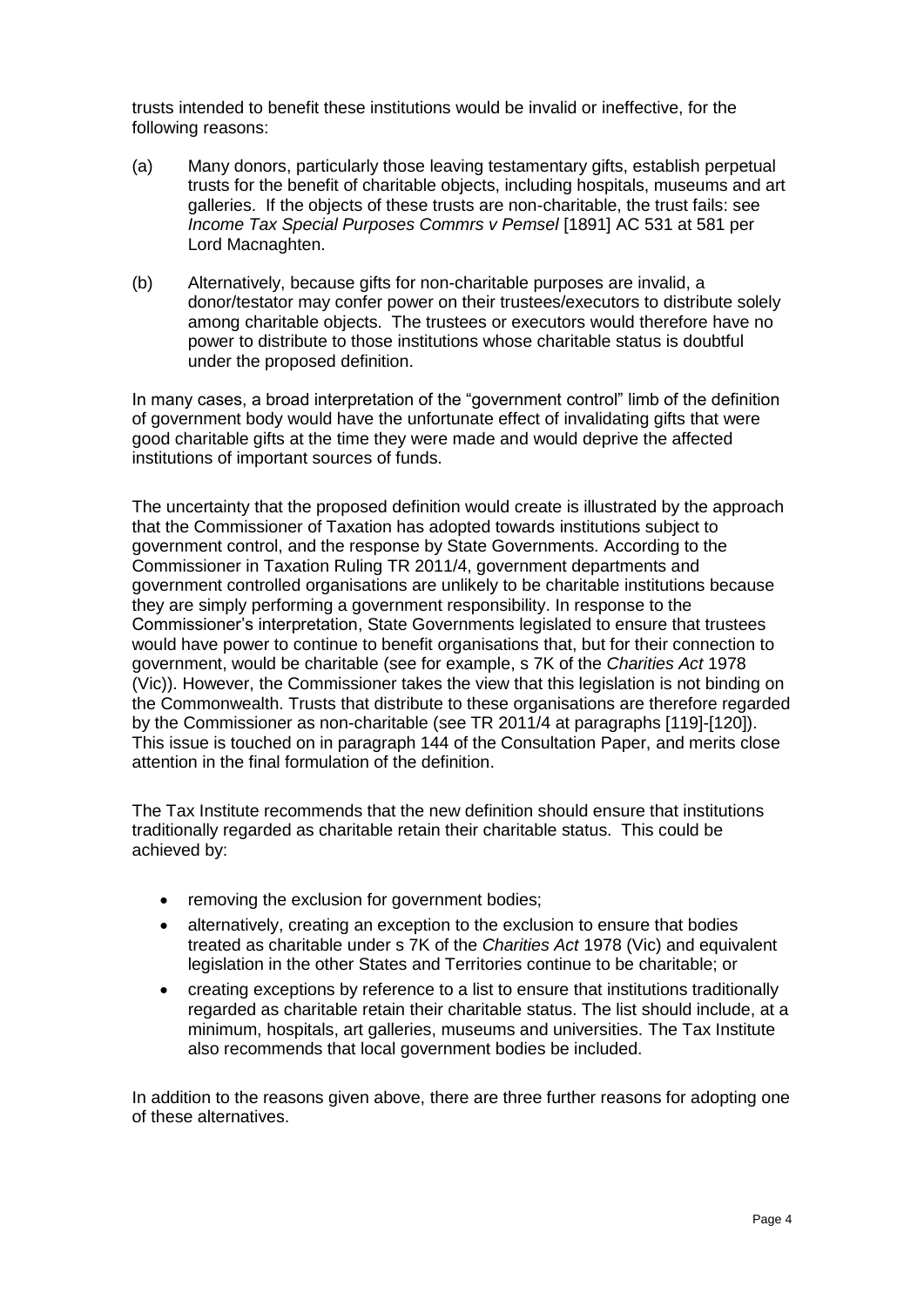trusts intended to benefit these institutions would be invalid or ineffective, for the following reasons:

(a) Many donors, particularly those leaving testamentary gifts, establish perpetual trusts for the benefit of charitable objects, including hospitals, museums and art galleries. If the objects of these trusts are non-charitable, the trust fails: see *Income Tax Special Purposes Commrs v Pemsel* [1891] AC 531 at 581 per Lord Macnaghten.

(b) Alternatively, because gifts for non-charitable purposes are invalid, a donor/testator may confer power on their trustees/executors to distribute solely among charitable objects. The trustees or executors would therefore have no power to distribute to those institutions whose charitable status is doubtful under the proposed definition.

In many cases, a broad interpretation of the "government control" limb of the definition of government body would have the unfortunate effect of invalidating gifts that were good charitable gifts at the time they were made and would deprive the affected institutions of important sources of funds.

The uncertainty that the proposed definition would create is illustrated by the approach that the Commissioner of Taxation has adopted towards institutions subject to government control, and the response by State Governments. According to the Commissioner in Taxation Ruling TR 2011/4, government departments and government controlled organisations are unlikely to be charitable institutions because they are simply performing a government responsibility. In response to the Commissioner's interpretation, State Governments legislated to ensure that trustees would have power to continue to benefit organisations that, but for their connection to government, would be charitable (see for example, s 7K of the *Charities Act* 1978 (Vic)). However, the Commissioner takes the view that this legislation is not binding on the Commonwealth. Trusts that distribute to these organisations are therefore regarded by the Commissioner as non-charitable (see TR 2011/4 at paragraphs [119]-[120]). This issue is touched on in paragraph 144 of the Consultation Paper, and merits close attention in the final formulation of the definition.

The Tax Institute recommends that the new definition should ensure that institutions traditionally regarded as charitable retain their charitable status. This could be achieved by:

- removing the exclusion for government bodies;
- alternatively, creating an exception to the exclusion to ensure that bodies treated as charitable under s 7K of the *Charities Act* 1978 (Vic) and equivalent legislation in the other States and Territories continue to be charitable; or
- creating exceptions by reference to a list to ensure that institutions traditionally regarded as charitable retain their charitable status. The list should include, at a minimum, hospitals, art galleries, museums and universities. The Tax Institute also recommends that local government bodies be included.

In addition to the reasons given above, there are three further reasons for adopting one of these alternatives.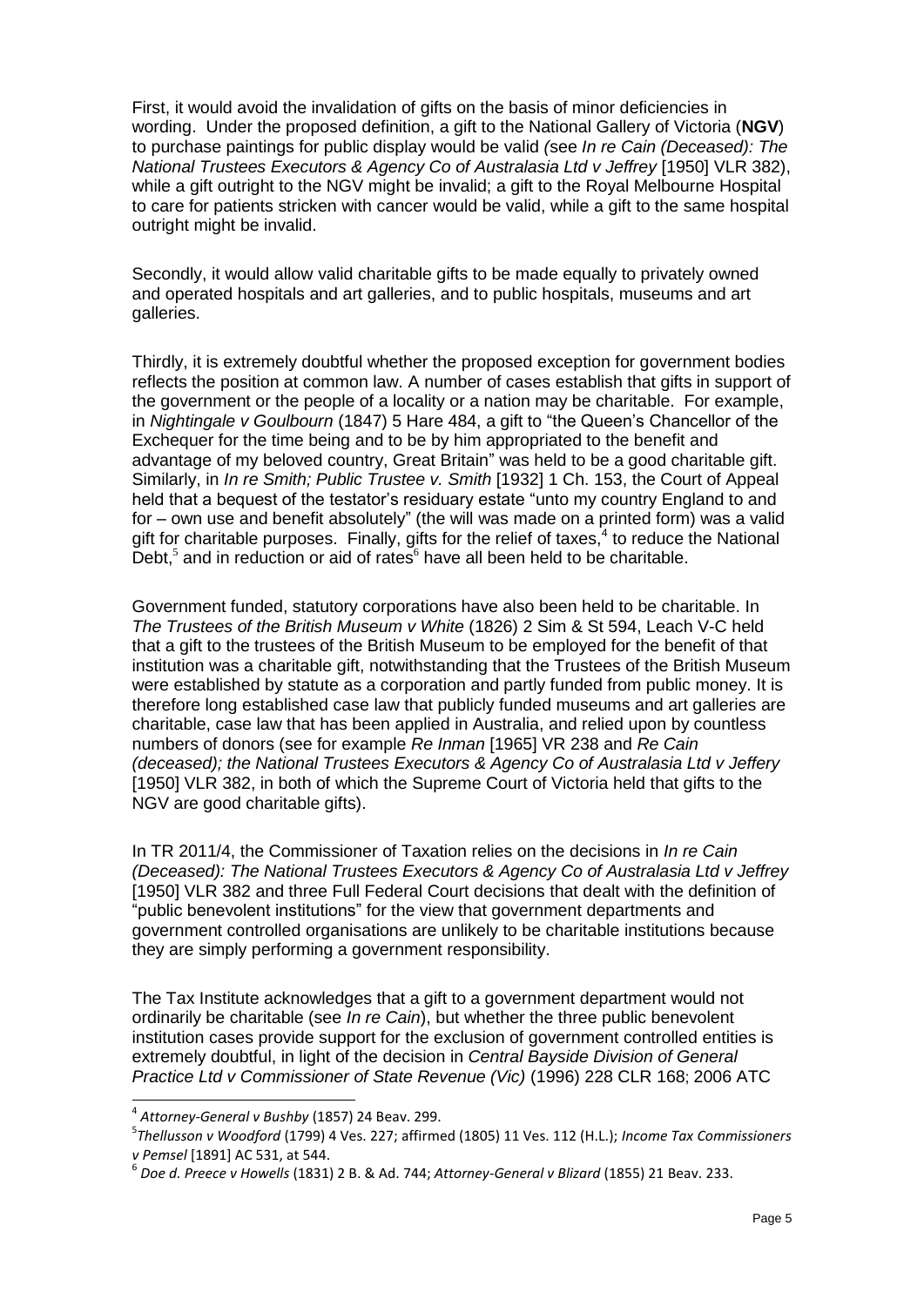First, it would avoid the invalidation of gifts on the basis of minor deficiencies in wording. Under the proposed definition, a gift to the National Gallery of Victoria (**NGV**) to purchase paintings for public display would be valid (see *In re Cain (Deceased): The National Trustees Executors & Agency Co of Australasia Ltd v Jeffrey* [1950] VLR 382), while a gift outright to the NGV might be invalid; a gift to the Royal Melbourne Hospital to care for patients stricken with cancer would be valid, while a gift to the same hospital outright might be invalid.

Secondly, it would allow valid charitable gifts to be made equally to privately owned and operated hospitals and art galleries, and to public hospitals, museums and art galleries.

Thirdly, it is extremely doubtful whether the proposed exception for government bodies reflects the position at common law. A number of cases establish that gifts in support of the government or the people of a locality or a nation may be charitable. For example, in *Nightingale v Goulbourn* (1847) 5 Hare 484, a gift to "the Queen's Chancellor of the Exchequer for the time being and to be by him appropriated to the benefit and advantage of my beloved country, Great Britain" was held to be a good charitable gift. Similarly, in *In re Smith; Public Trustee v. Smith* [1932] 1 Ch. 153, the Court of Appeal held that a bequest of the testator's residuary estate "unto my country England to and for – own use and benefit absolutely" (the will was made on a printed form) was a valid gift for charitable purposes. Finally, gifts for the relief of taxes,[4] to reduce the National Debt,[5] and in reduction or aid of rates[6] have all been held to be charitable.

Government funded, statutory corporations have also been held to be charitable. In *The Trustees of the British Museum v White* (1826) 2 Sim & St 594, Leach V-C held that a gift to the trustees of the British Museum to be employed for the benefit of that institution was a charitable gift, notwithstanding that the Trustees of the British Museum were established by statute as a corporation and partly funded from public money. It is therefore long established case law that publicly funded museums and art galleries are charitable, case law that has been applied in Australia, and relied upon by countless numbers of donors (see for example *Re Inman* [1965] VR 238 and *Re Cain (deceased); the National Trustees Executors & Agency Co of Australasia Ltd v Jeffery* [1950] VLR 382, in both of which the Supreme Court of Victoria held that gifts to the NGV are good charitable gifts).

In TR 2011/4, the Commissioner of Taxation relies on the decisions in *In re Cain (Deceased): The National Trustees Executors & Agency Co of Australasia Ltd v Jeffrey* [1950] VLR 382 and three Full Federal Court decisions that dealt with the definition of "public benevolent institutions" for the view that government departments and government controlled organisations are unlikely to be charitable institutions because they are simply performing a government responsibility.

The Tax Institute acknowledges that a gift to a government department would not ordinarily be charitable (see *In re Cain*), but whether the three public benevolent institution cases provide support for the exclusion of government controlled entities is extremely doubtful, in light of the decision in *Central Bayside Division of General Practice Ltd v Commissioner of State Revenue (Vic)* (1996) 228 CLR 168; 2006 ATC

---

[4] *Attorney-General v Bushby* (1857) 24 Beav. 299.

[5] *Thellusson v Woodford* (1799) 4 Ves. 227; affirmed (1805) 11 Ves. 112 (H.L.); *Income Tax Commissioners v Pemsel* [1891] AC 531, at 544.

[6] *Doe d. Preece v Howells* (1831) 2 B. & Ad. 744; *Attorney-General v Blizard* (1855) 21 Beav. 233.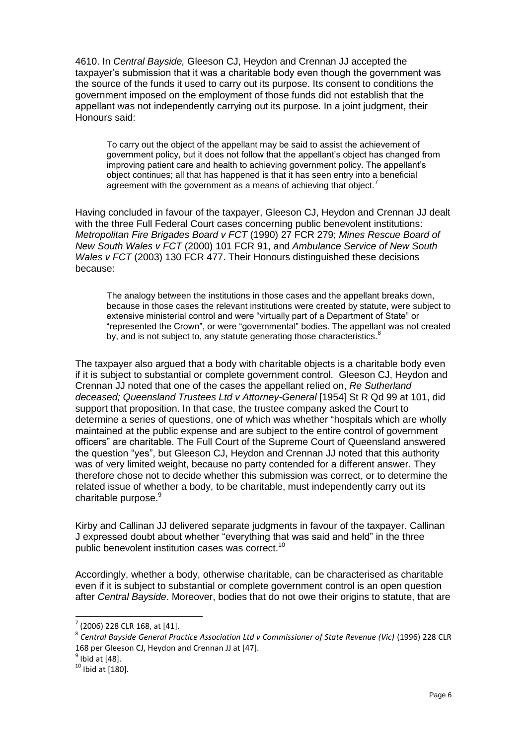4610. In *Central Bayside,* Gleeson CJ, Heydon and Crennan JJ accepted the taxpayer's submission that it was a charitable body even though the government was the source of the funds it used to carry out its purpose. Its consent to conditions the government imposed on the employment of those funds did not establish that the appellant was not independently carrying out its purpose. In a joint judgment, their Honours said:

> To carry out the object of the appellant may be said to assist the achievement of government policy, but it does not follow that the appellant's object has changed from improving patient care and health to achieving government policy. The appellant's object continues; all that has happened is that it has seen entry into a beneficial agreement with the government as a means of achieving that object.[7]

Having concluded in favour of the taxpayer, Gleeson CJ, Heydon and Crennan JJ dealt with the three Full Federal Court cases concerning public benevolent institutions: *Metropolitan Fire Brigades Board v FCT* (1990) 27 FCR 279; *Mines Rescue Board of New South Wales v FCT* (2000) 101 FCR 91, and *Ambulance Service of New South Wales v FCT* (2003) 130 FCR 477. Their Honours distinguished these decisions because:

> The analogy between the institutions in those cases and the appellant breaks down, because in those cases the relevant institutions were created by statute, were subject to extensive ministerial control and were "virtually part of a Department of State" or "represented the Crown", or were "governmental" bodies. The appellant was not created by, and is not subject to, any statute generating those characteristics.[8]

The taxpayer also argued that a body with charitable objects is a charitable body even if it is subject to substantial or complete government control. Gleeson CJ, Heydon and Crennan JJ noted that one of the cases the appellant relied on, *Re Sutherland deceased; Queensland Trustees Ltd v Attorney-General* [1954] St R Qd 99 at 101, did support that proposition. In that case, the trustee company asked the Court to determine a series of questions, one of which was whether "hospitals which are wholly maintained at the public expense and are subject to the entire control of government officers" are charitable. The Full Court of the Supreme Court of Queensland answered the question "yes", but Gleeson CJ, Heydon and Crennan JJ noted that this authority was of very limited weight, because no party contended for a different answer. They therefore chose not to decide whether this submission was correct, or to determine the related issue of whether a body, to be charitable, must independently carry out its charitable purpose.[9]

Kirby and Callinan JJ delivered separate judgments in favour of the taxpayer. Callinan J expressed doubt about whether "everything that was said and held" in the three public benevolent institution cases was correct.[10]

Accordingly, whether a body, otherwise charitable, can be characterised as charitable even if it is subject to substantial or complete government control is an open question after *Central Bayside*. Moreover, bodies that do not owe their origins to statute, that are

---

[7] (2006) 228 CLR 168, at [41].

[8] *Central Bayside General Practice Association Ltd v Commissioner of State Revenue (Vic)* (1996) 228 CLR 168 per Gleeson CJ, Heydon and Crennan JJ at [47].

[9] Ibid at [48].

[10] Ibid at [180].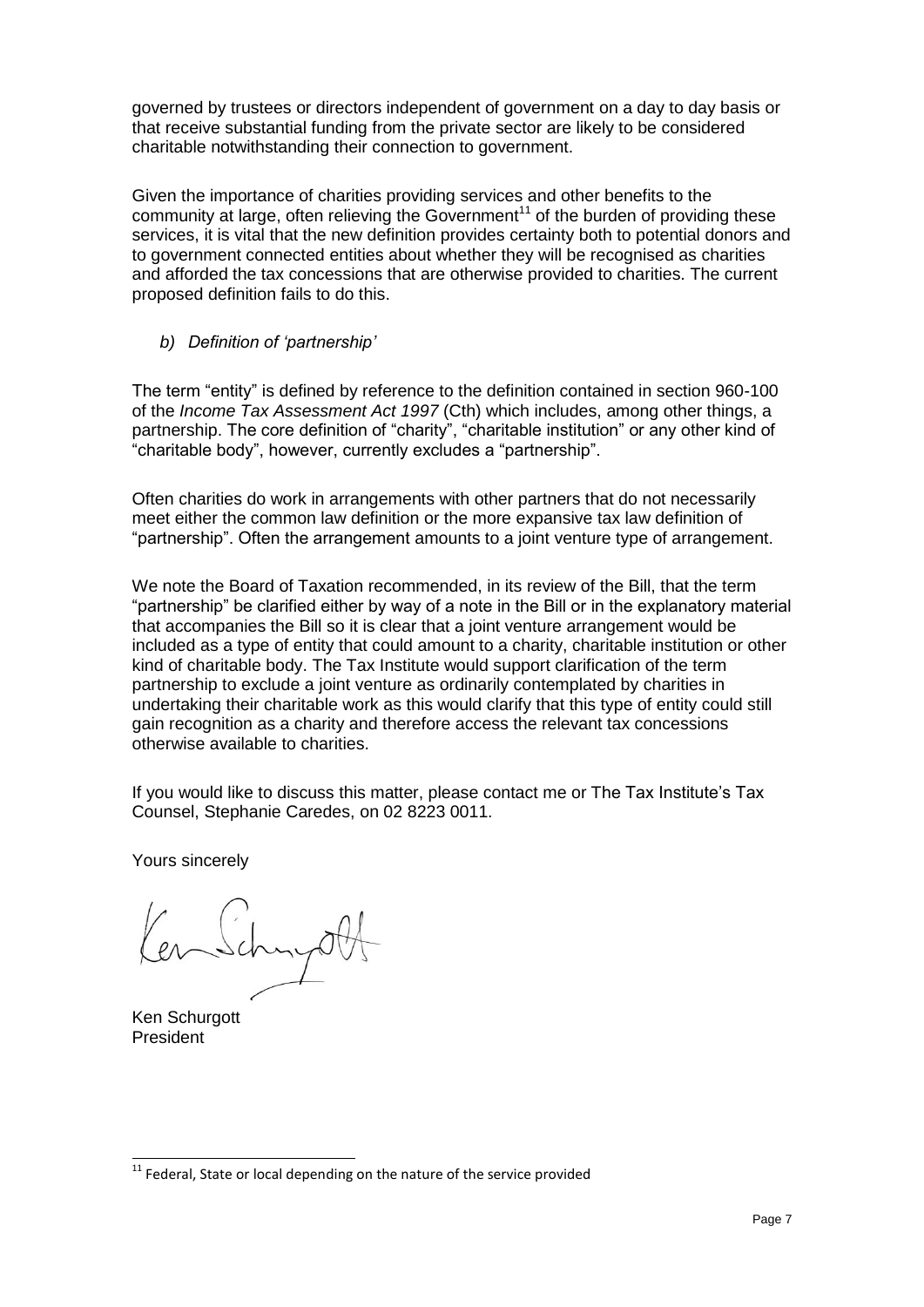governed by trustees or directors independent of government on a day to day basis or that receive substantial funding from the private sector are likely to be considered charitable notwithstanding their connection to government.

Given the importance of charities providing services and other benefits to the community at large, often relieving the Government[11] of the burden of providing these services, it is vital that the new definition provides certainty both to potential donors and to government connected entities about whether they will be recognised as charities and afforded the tax concessions that are otherwise provided to charities. The current proposed definition fails to do this.

*b) Definition of 'partnership'*

The term "entity" is defined by reference to the definition contained in section 960-100 of the *Income Tax Assessment Act 1997* (Cth) which includes, among other things, a partnership. The core definition of "charity", "charitable institution" or any other kind of "charitable body", however, currently excludes a "partnership".

Often charities do work in arrangements with other partners that do not necessarily meet either the common law definition or the more expansive tax law definition of "partnership". Often the arrangement amounts to a joint venture type of arrangement.

We note the Board of Taxation recommended, in its review of the Bill, that the term "partnership" be clarified either by way of a note in the Bill or in the explanatory material that accompanies the Bill so it is clear that a joint venture arrangement would be included as a type of entity that could amount to a charity, charitable institution or other kind of charitable body. The Tax Institute would support clarification of the term partnership to exclude a joint venture as ordinarily contemplated by charities in undertaking their charitable work as this would clarify that this type of entity could still gain recognition as a charity and therefore access the relevant tax concessions otherwise available to charities.

If you would like to discuss this matter, please contact me or The Tax Institute's Tax Counsel, Stephanie Caredes, on 02 8223 0011.

Yours sincerely

Ken Schurgott
President

[11] Federal, State or local depending on the nature of the service provided